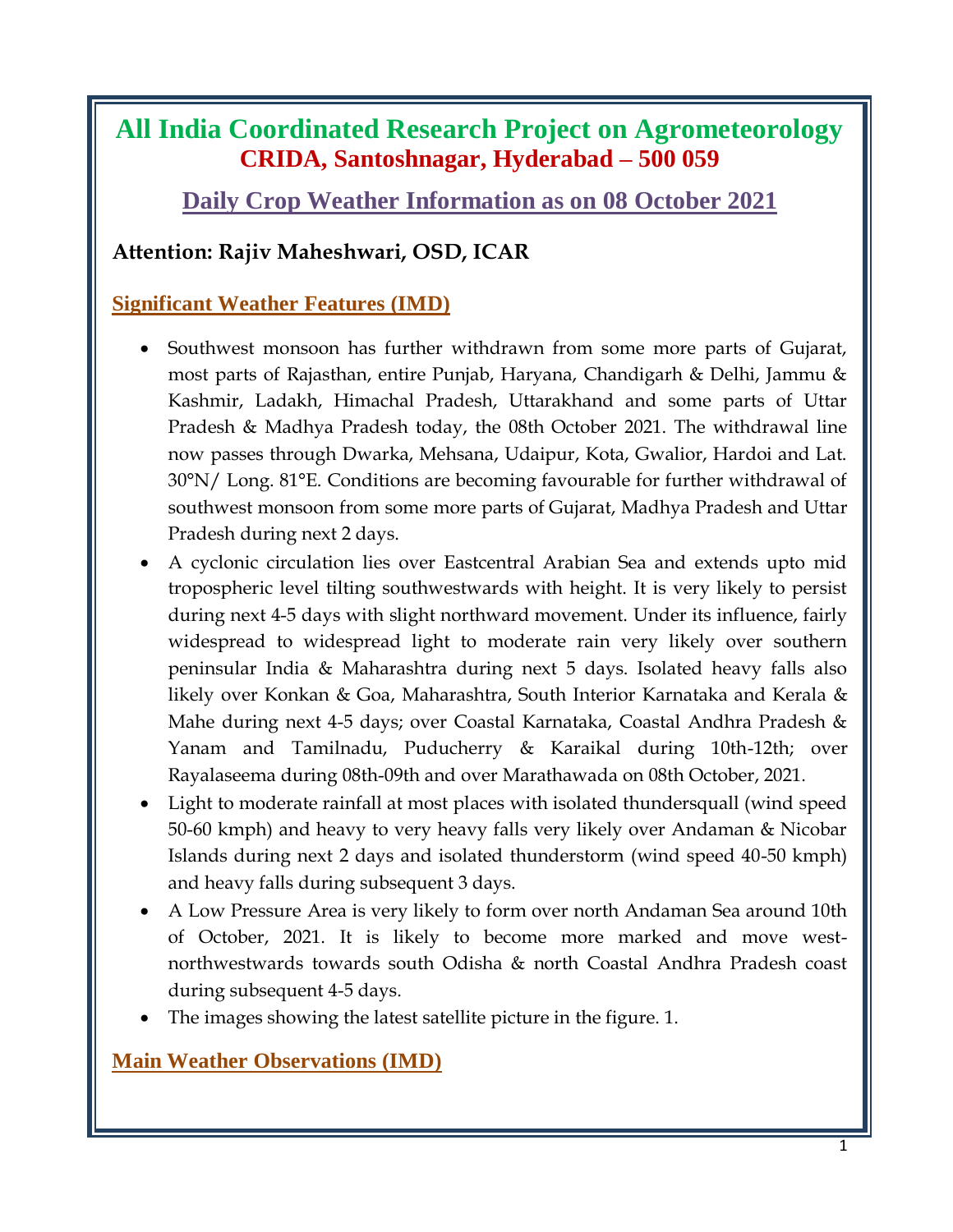# All India Coordinated Research Project on Agrometeorology

## CRIDA, Santoshnagar, Hyderabad – 500 059

## Daily Crop Weather Information as on 08 October 2021

**Attention: Rajiv Maheshwari, OSD, ICAR**

### Significant Weather Features (IMD)

- Southwest monsoon has further withdrawn from some more parts of Gujarat, most parts of Rajasthan, entire Punjab, Haryana, Chandigarh & Delhi, Jammu & Kashmir, Ladakh, Himachal Pradesh, Uttarakhand and some parts of Uttar Pradesh & Madhya Pradesh today, the 08th October 2021. The withdrawal line now passes through Dwarka, Mehsana, Udaipur, Kota, Gwalior, Hardoi and Lat. 30°N/ Long. 81°E. Conditions are becoming favourable for further withdrawal of southwest monsoon from some more parts of Gujarat, Madhya Pradesh and Uttar Pradesh during next 2 days.
- A cyclonic circulation lies over Eastcentral Arabian Sea and extends upto mid tropospheric level tilting southwestwards with height. It is very likely to persist during next 4-5 days with slight northward movement. Under its influence, fairly widespread to widespread light to moderate rain very likely over southern peninsular India & Maharashtra during next 5 days. Isolated heavy falls also likely over Konkan & Goa, Maharashtra, South Interior Karnataka and Kerala & Mahe during next 4-5 days; over Coastal Karnataka, Coastal Andhra Pradesh & Yanam and Tamilnadu, Puducherry & Karaikal during 10th-12th; over Rayalaseema during 08th-09th and over Marathawada on 08th October, 2021.
- Light to moderate rainfall at most places with isolated thundersquall (wind speed 50-60 kmph) and heavy to very heavy falls very likely over Andaman & Nicobar Islands during next 2 days and isolated thunderstorm (wind speed 40-50 kmph) and heavy falls during subsequent 3 days.
- A Low Pressure Area is very likely to form over north Andaman Sea around 10th of October, 2021. It is likely to become more marked and move west-northwestwards towards south Odisha & north Coastal Andhra Pradesh coast during subsequent 4-5 days.
- The images showing the latest satellite picture in the figure. 1.

### Main Weather Observations (IMD)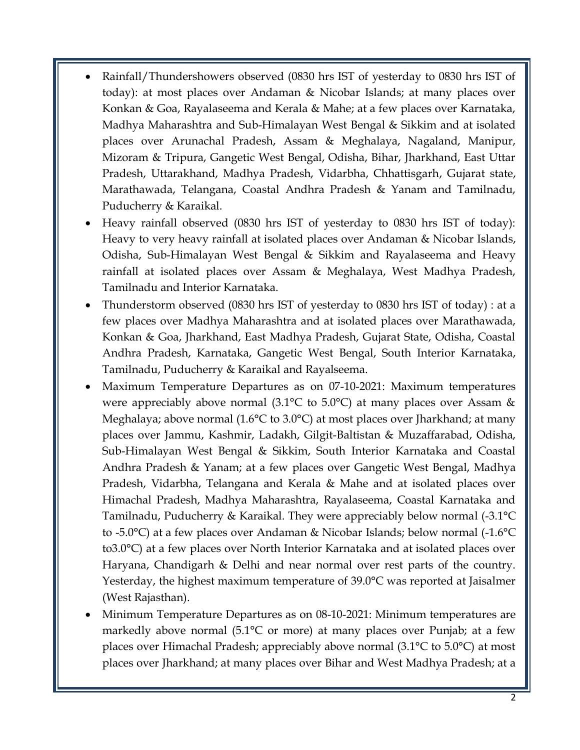- Rainfall/Thundershowers observed (0830 hrs IST of yesterday to 0830 hrs IST of today): at most places over Andaman & Nicobar Islands; at many places over Konkan & Goa, Rayalaseema and Kerala & Mahe; at a few places over Karnataka, Madhya Maharashtra and Sub-Himalayan West Bengal & Sikkim and at isolated places over Arunachal Pradesh, Assam & Meghalaya, Nagaland, Manipur, Mizoram & Tripura, Gangetic West Bengal, Odisha, Bihar, Jharkhand, East Uttar Pradesh, Uttarakhand, Madhya Pradesh, Vidarbha, Chhattisgarh, Gujarat state, Marathawada, Telangana, Coastal Andhra Pradesh & Yanam and Tamilnadu, Puducherry & Karaikal.
- Heavy rainfall observed (0830 hrs IST of yesterday to 0830 hrs IST of today): Heavy to very heavy rainfall at isolated places over Andaman & Nicobar Islands, Odisha, Sub-Himalayan West Bengal & Sikkim and Rayalaseema and Heavy rainfall at isolated places over Assam & Meghalaya, West Madhya Pradesh, Tamilnadu and Interior Karnataka.
- Thunderstorm observed (0830 hrs IST of yesterday to 0830 hrs IST of today) : at a few places over Madhya Maharashtra and at isolated places over Marathawada, Konkan & Goa, Jharkhand, East Madhya Pradesh, Gujarat State, Odisha, Coastal Andhra Pradesh, Karnataka, Gangetic West Bengal, South Interior Karnataka, Tamilnadu, Puducherry & Karaikal and Rayalseema.
- Maximum Temperature Departures as on 07-10-2021: Maximum temperatures were appreciably above normal (3.1°C to 5.0°C) at many places over Assam & Meghalaya; above normal (1.6°C to 3.0°C) at most places over Jharkhand; at many places over Jammu, Kashmir, Ladakh, Gilgit-Baltistan & Muzaffarabad, Odisha, Sub-Himalayan West Bengal & Sikkim, South Interior Karnataka and Coastal Andhra Pradesh & Yanam; at a few places over Gangetic West Bengal, Madhya Pradesh, Vidarbha, Telangana and Kerala & Mahe and at isolated places over Himachal Pradesh, Madhya Maharashtra, Rayalaseema, Coastal Karnataka and Tamilnadu, Puducherry & Karaikal. They were appreciably below normal (-3.1°C to -5.0°C) at a few places over Andaman & Nicobar Islands; below normal (-1.6°C to3.0°C) at a few places over North Interior Karnataka and at isolated places over Haryana, Chandigarh & Delhi and near normal over rest parts of the country. Yesterday, the highest maximum temperature of 39.0°C was reported at Jaisalmer (West Rajasthan).
- Minimum Temperature Departures as on 08-10-2021: Minimum temperatures are markedly above normal (5.1°C or more) at many places over Punjab; at a few places over Himachal Pradesh; appreciably above normal (3.1°C to 5.0°C) at most places over Jharkhand; at many places over Bihar and West Madhya Pradesh; at a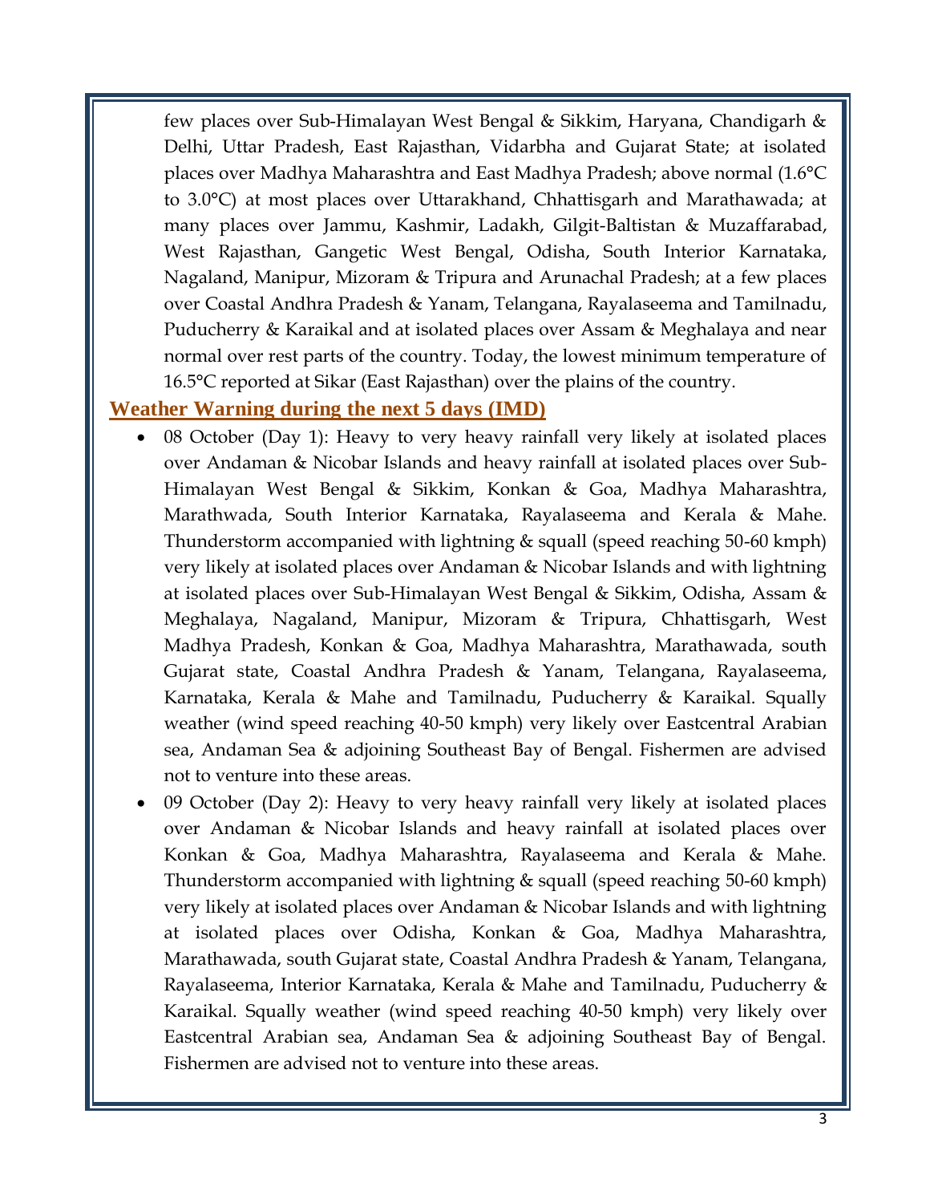few places over Sub-Himalayan West Bengal & Sikkim, Haryana, Chandigarh & Delhi, Uttar Pradesh, East Rajasthan, Vidarbha and Gujarat State; at isolated places over Madhya Maharashtra and East Madhya Pradesh; above normal (1.6°C to 3.0°C) at most places over Uttarakhand, Chhattisgarh and Marathawada; at many places over Jammu, Kashmir, Ladakh, Gilgit-Baltistan & Muzaffarabad, West Rajasthan, Gangetic West Bengal, Odisha, South Interior Karnataka, Nagaland, Manipur, Mizoram & Tripura and Arunachal Pradesh; at a few places over Coastal Andhra Pradesh & Yanam, Telangana, Rayalaseema and Tamilnadu, Puducherry & Karaikal and at isolated places over Assam & Meghalaya and near normal over rest parts of the country. Today, the lowest minimum temperature of 16.5°C reported at Sikar (East Rajasthan) over the plains of the country.

## Weather Warning during the next 5 days (IMD)

- 08 October (Day 1): Heavy to very heavy rainfall very likely at isolated places over Andaman & Nicobar Islands and heavy rainfall at isolated places over Sub-Himalayan West Bengal & Sikkim, Konkan & Goa, Madhya Maharashtra, Marathwada, South Interior Karnataka, Rayalaseema and Kerala & Mahe. Thunderstorm accompanied with lightning & squall (speed reaching 50-60 kmph) very likely at isolated places over Andaman & Nicobar Islands and with lightning at isolated places over Sub-Himalayan West Bengal & Sikkim, Odisha, Assam & Meghalaya, Nagaland, Manipur, Mizoram & Tripura, Chhattisgarh, West Madhya Pradesh, Konkan & Goa, Madhya Maharashtra, Marathawada, south Gujarat state, Coastal Andhra Pradesh & Yanam, Telangana, Rayalaseema, Karnataka, Kerala & Mahe and Tamilnadu, Puducherry & Karaikal. Squally weather (wind speed reaching 40-50 kmph) very likely over Eastcentral Arabian sea, Andaman Sea & adjoining Southeast Bay of Bengal. Fishermen are advised not to venture into these areas.
- 09 October (Day 2): Heavy to very heavy rainfall very likely at isolated places over Andaman & Nicobar Islands and heavy rainfall at isolated places over Konkan & Goa, Madhya Maharashtra, Rayalaseema and Kerala & Mahe. Thunderstorm accompanied with lightning & squall (speed reaching 50-60 kmph) very likely at isolated places over Andaman & Nicobar Islands and with lightning at isolated places over Odisha, Konkan & Goa, Madhya Maharashtra, Marathawada, south Gujarat state, Coastal Andhra Pradesh & Yanam, Telangana, Rayalaseema, Interior Karnataka, Kerala & Mahe and Tamilnadu, Puducherry & Karaikal. Squally weather (wind speed reaching 40-50 kmph) very likely over Eastcentral Arabian sea, Andaman Sea & adjoining Southeast Bay of Bengal. Fishermen are advised not to venture into these areas.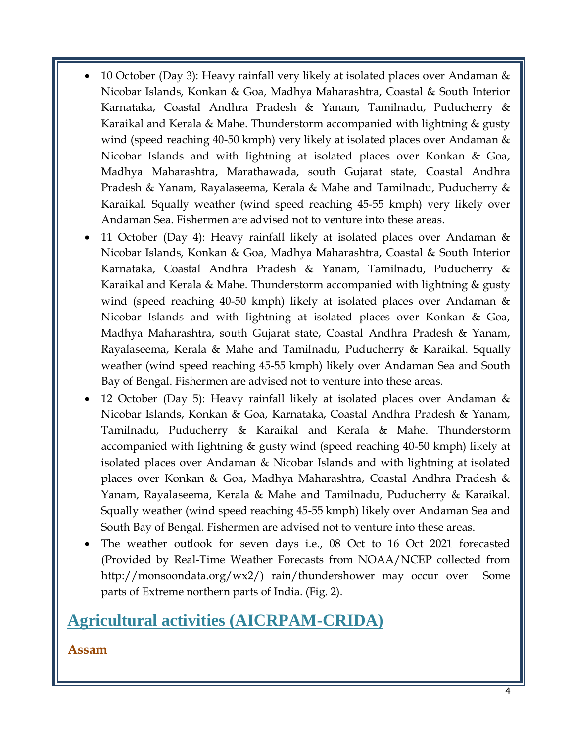- 10 October (Day 3): Heavy rainfall very likely at isolated places over Andaman & Nicobar Islands, Konkan & Goa, Madhya Maharashtra, Coastal & South Interior Karnataka, Coastal Andhra Pradesh & Yanam, Tamilnadu, Puducherry & Karaikal and Kerala & Mahe. Thunderstorm accompanied with lightning & gusty wind (speed reaching 40-50 kmph) very likely at isolated places over Andaman & Nicobar Islands and with lightning at isolated places over Konkan & Goa, Madhya Maharashtra, Marathawada, south Gujarat state, Coastal Andhra Pradesh & Yanam, Rayalaseema, Kerala & Mahe and Tamilnadu, Puducherry & Karaikal. Squally weather (wind speed reaching 45-55 kmph) very likely over Andaman Sea. Fishermen are advised not to venture into these areas.
- 11 October (Day 4): Heavy rainfall likely at isolated places over Andaman & Nicobar Islands, Konkan & Goa, Madhya Maharashtra, Coastal & South Interior Karnataka, Coastal Andhra Pradesh & Yanam, Tamilnadu, Puducherry & Karaikal and Kerala & Mahe. Thunderstorm accompanied with lightning & gusty wind (speed reaching 40-50 kmph) likely at isolated places over Andaman & Nicobar Islands and with lightning at isolated places over Konkan & Goa, Madhya Maharashtra, south Gujarat state, Coastal Andhra Pradesh & Yanam, Rayalaseema, Kerala & Mahe and Tamilnadu, Puducherry & Karaikal. Squally weather (wind speed reaching 45-55 kmph) likely over Andaman Sea and South Bay of Bengal. Fishermen are advised not to venture into these areas.
- 12 October (Day 5): Heavy rainfall likely at isolated places over Andaman & Nicobar Islands, Konkan & Goa, Karnataka, Coastal Andhra Pradesh & Yanam, Tamilnadu, Puducherry & Karaikal and Kerala & Mahe. Thunderstorm accompanied with lightning & gusty wind (speed reaching 40-50 kmph) likely at isolated places over Andaman & Nicobar Islands and with lightning at isolated places over Konkan & Goa, Madhya Maharashtra, Coastal Andhra Pradesh & Yanam, Rayalaseema, Kerala & Mahe and Tamilnadu, Puducherry & Karaikal. Squally weather (wind speed reaching 45-55 kmph) likely over Andaman Sea and South Bay of Bengal. Fishermen are advised not to venture into these areas.
- The weather outlook for seven days i.e., 08 Oct to 16 Oct 2021 forecasted (Provided by Real-Time Weather Forecasts from NOAA/NCEP collected from http://monsoondata.org/wx2/) rain/thundershower may occur over Some parts of Extreme northern parts of India. (Fig. 2).

## Agricultural activities (AICRPAM-CRIDA)

### Assam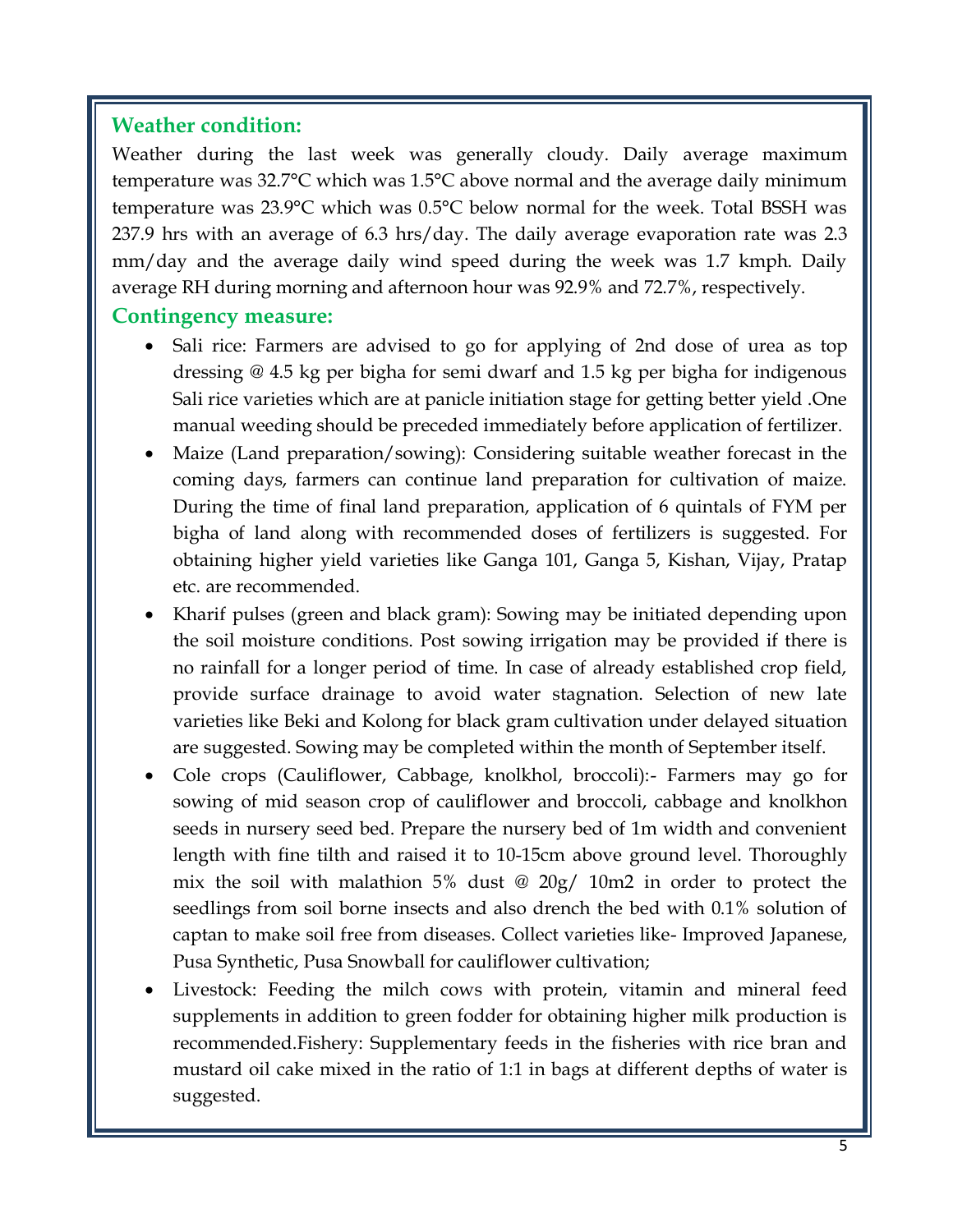### Weather condition:

Weather during the last week was generally cloudy. Daily average maximum temperature was 32.7°C which was 1.5°C above normal and the average daily minimum temperature was 23.9°C which was 0.5°C below normal for the week. Total BSSH was 237.9 hrs with an average of 6.3 hrs/day. The daily average evaporation rate was 2.3 mm/day and the average daily wind speed during the week was 1.7 kmph. Daily average RH during morning and afternoon hour was 92.9% and 72.7%, respectively.

### Contingency measure:

- Sali rice: Farmers are advised to go for applying of 2nd dose of urea as top dressing @ 4.5 kg per bigha for semi dwarf and 1.5 kg per bigha for indigenous Sali rice varieties which are at panicle initiation stage for getting better yield .One manual weeding should be preceded immediately before application of fertilizer.
- Maize (Land preparation/sowing): Considering suitable weather forecast in the coming days, farmers can continue land preparation for cultivation of maize. During the time of final land preparation, application of 6 quintals of FYM per bigha of land along with recommended doses of fertilizers is suggested. For obtaining higher yield varieties like Ganga 101, Ganga 5, Kishan, Vijay, Pratap etc. are recommended.
- Kharif pulses (green and black gram): Sowing may be initiated depending upon the soil moisture conditions. Post sowing irrigation may be provided if there is no rainfall for a longer period of time. In case of already established crop field, provide surface drainage to avoid water stagnation. Selection of new late varieties like Beki and Kolong for black gram cultivation under delayed situation are suggested. Sowing may be completed within the month of September itself.
- Cole crops (Cauliflower, Cabbage, knolkhol, broccoli):- Farmers may go for sowing of mid season crop of cauliflower and broccoli, cabbage and knolkhon seeds in nursery seed bed. Prepare the nursery bed of 1m width and convenient length with fine tilth and raised it to 10-15cm above ground level. Thoroughly mix the soil with malathion 5% dust @ 20g/ 10m2 in order to protect the seedlings from soil borne insects and also drench the bed with 0.1% solution of captan to make soil free from diseases. Collect varieties like- Improved Japanese, Pusa Synthetic, Pusa Snowball for cauliflower cultivation;
- Livestock: Feeding the milch cows with protein, vitamin and mineral feed supplements in addition to green fodder for obtaining higher milk production is recommended.Fishery: Supplementary feeds in the fisheries with rice bran and mustard oil cake mixed in the ratio of 1:1 in bags at different depths of water is suggested.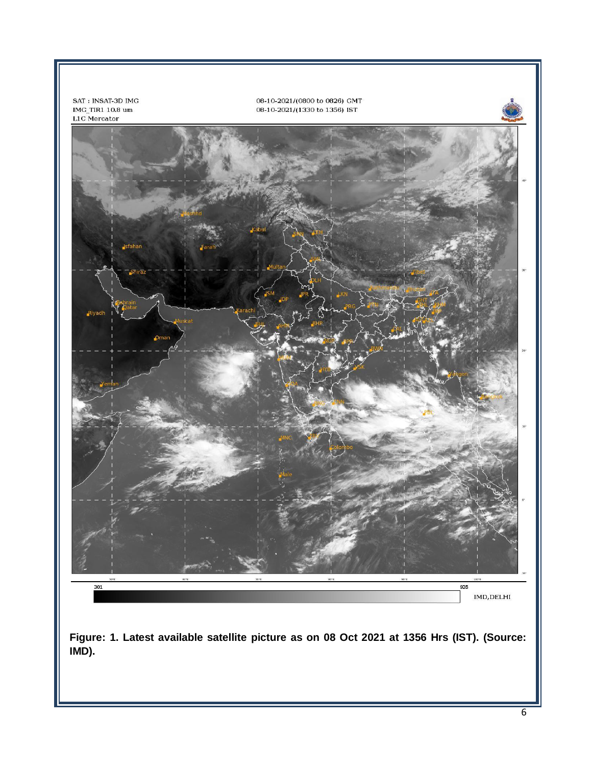**Figure: 1. Latest available satellite picture as on 08 Oct 2021 at 1356 Hrs (IST). (Source: IMD).**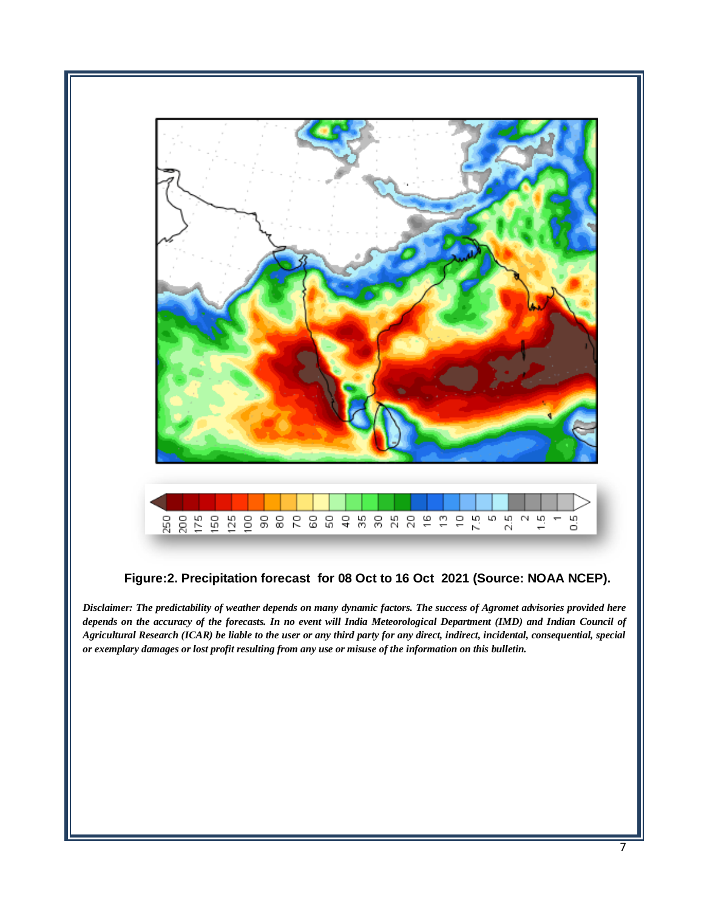250 200 175 150 125 100 90 80 70 60 50 40 35 30 25 20 16 13 10 7.5 5 2.5 2 1.5 1 0.5

**Figure:2. Precipitation forecast for 08 Oct to 16 Oct 2021 (Source: NOAA NCEP).**

***Disclaimer: The predictability of weather depends on many dynamic factors. The success of Agromet advisories provided here depends on the accuracy of the forecasts. In no event will India Meteorological Department (IMD) and Indian Council of Agricultural Research (ICAR) be liable to the user or any third party for any direct, indirect, incidental, consequential, special or exemplary damages or lost profit resulting from any use or misuse of the information on this bulletin.***